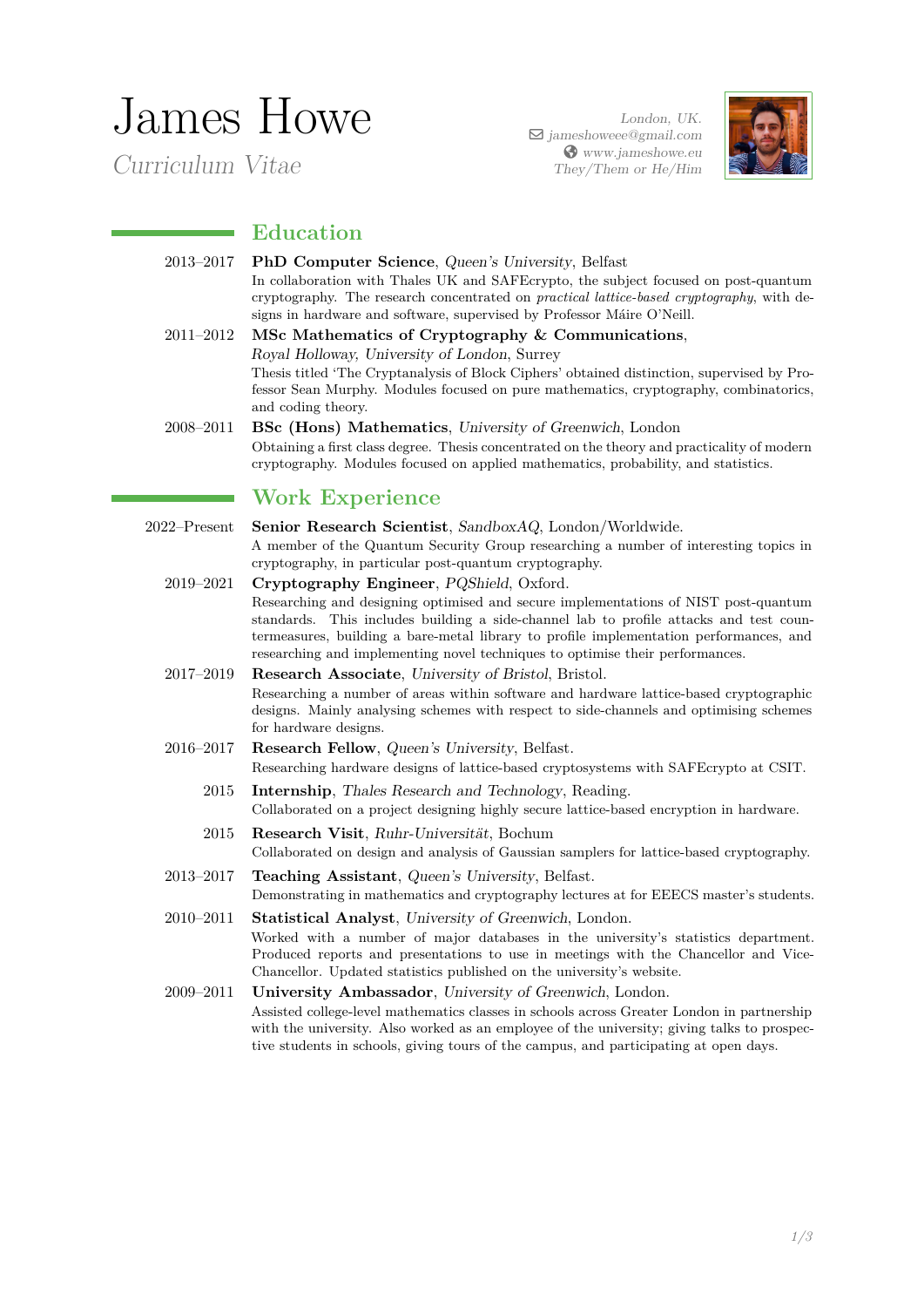# James Howe

*Curriculum Vitae*

*London, UK.*
*jameshoweee@gmail.com*
*www.jameshowe.eu*
*They/Them or He/Him*

## Education

**2013–2017** — **PhD Computer Science**, *Queen's University*, Belfast
In collaboration with Thales UK and SAFEcrypto, the subject focused on post-quantum cryptography. The research concentrated on *practical lattice-based cryptography*, with designs in hardware and software, supervised by Professor Máire O'Neill.

**2011–2012** — **MSc Mathematics of Cryptography & Communications**, *Royal Holloway, University of London*, Surrey
Thesis titled 'The Cryptanalysis of Block Ciphers' obtained distinction, supervised by Professor Sean Murphy. Modules focused on pure mathematics, cryptography, combinatorics, and coding theory.

**2008–2011** — **BSc (Hons) Mathematics**, *University of Greenwich*, London
Obtaining a first class degree. Thesis concentrated on the theory and practicality of modern cryptography. Modules focused on applied mathematics, probability, and statistics.

## Work Experience

**2022–Present** — **Senior Research Scientist**, *SandboxAQ*, London/Worldwide.
A member of the Quantum Security Group researching a number of interesting topics in cryptography, in particular post-quantum cryptography.

**2019–2021** — **Cryptography Engineer**, *PQShield*, Oxford.
Researching and designing optimised and secure implementations of NIST post-quantum standards. This includes building a side-channel lab to profile attacks and test countermeasures, building a bare-metal library to profile implementation performances, and researching and implementing novel techniques to optimise their performances.

**2017–2019** — **Research Associate**, *University of Bristol*, Bristol.
Researching a number of areas within software and hardware lattice-based cryptographic designs. Mainly analysing schemes with respect to side-channels and optimising schemes for hardware designs.

**2016–2017** — **Research Fellow**, *Queen's University*, Belfast.
Researching hardware designs of lattice-based cryptosystems with SAFEcrypto at CSIT.

**2015** — **Internship**, *Thales Research and Technology*, Reading.
Collaborated on a project designing highly secure lattice-based encryption in hardware.

**2015** — **Research Visit**, *Ruhr-Universität*, Bochum
Collaborated on design and analysis of Gaussian samplers for lattice-based cryptography.

**2013–2017** — **Teaching Assistant**, *Queen's University*, Belfast.
Demonstrating in mathematics and cryptography lectures at for EEECS master's students.

**2010–2011** — **Statistical Analyst**, *University of Greenwich*, London.
Worked with a number of major databases in the university's statistics department. Produced reports and presentations to use in meetings with the Chancellor and Vice-Chancellor. Updated statistics published on the university's website.

**2009–2011** — **University Ambassador**, *University of Greenwich*, London.
Assisted college-level mathematics classes in schools across Greater London in partnership with the university. Also worked as an employee of the university; giving talks to prospective students in schools, giving tours of the campus, and participating at open days.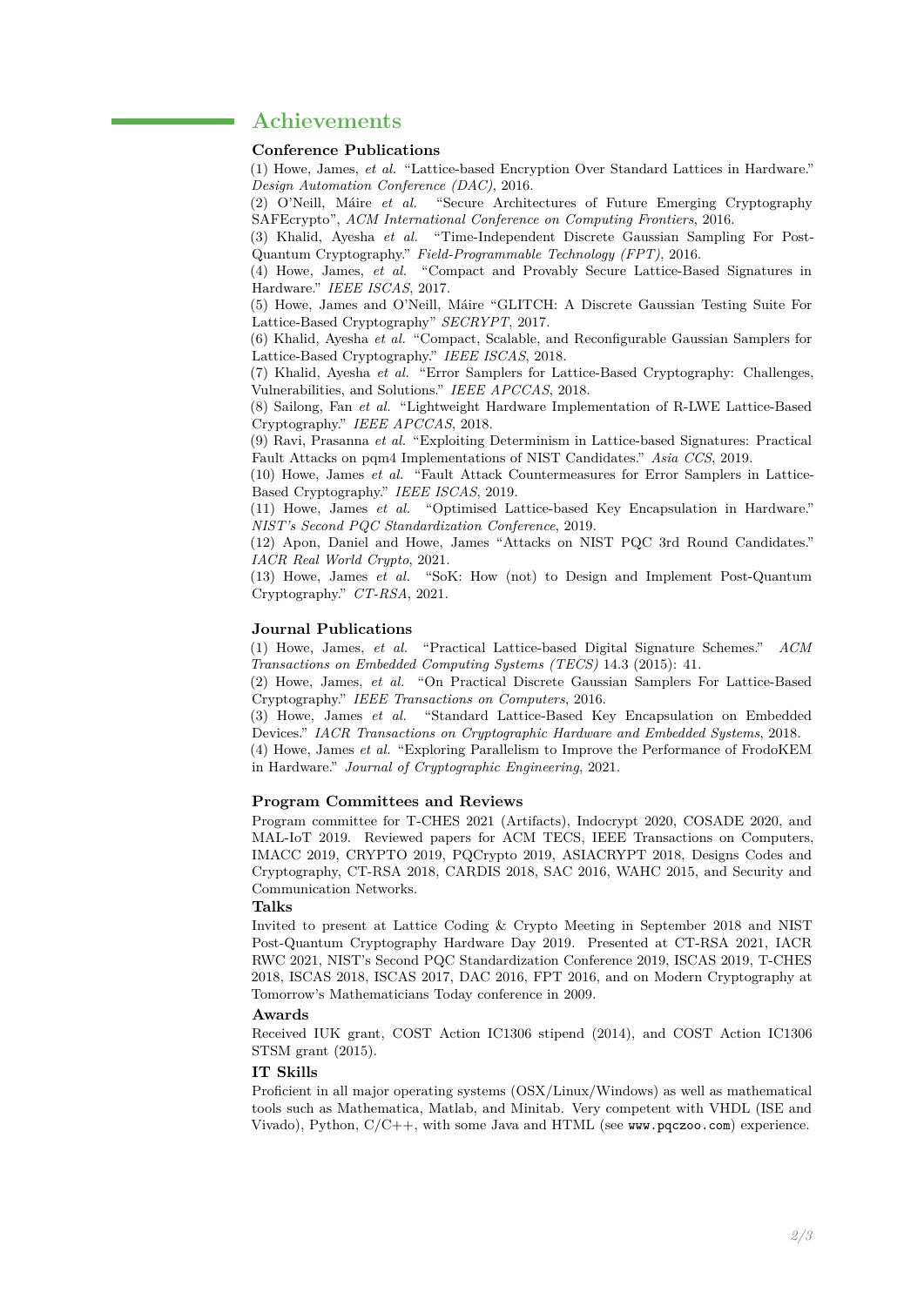## Achievements

### Conference Publications

(1) Howe, James, *et al.* "Lattice-based Encryption Over Standard Lattices in Hardware." *Design Automation Conference (DAC)*, 2016.
(2) O'Neill, Máire *et al.* "Secure Architectures of Future Emerging Cryptography SAFEcrypto", *ACM International Conference on Computing Frontiers*, 2016.
(3) Khalid, Ayesha *et al.* "Time-Independent Discrete Gaussian Sampling For Post-Quantum Cryptography." *Field-Programmable Technology (FPT)*, 2016.
(4) Howe, James, *et al.* "Compact and Provably Secure Lattice-Based Signatures in Hardware." *IEEE ISCAS*, 2017.
(5) Howe, James and O'Neill, Máire "GLITCH: A Discrete Gaussian Testing Suite For Lattice-Based Cryptography" *SECRYPT*, 2017.
(6) Khalid, Ayesha *et al.* "Compact, Scalable, and Reconfigurable Gaussian Samplers for Lattice-Based Cryptography." *IEEE ISCAS*, 2018.
(7) Khalid, Ayesha *et al.* "Error Samplers for Lattice-Based Cryptography: Challenges, Vulnerabilities, and Solutions." *IEEE APCCAS*, 2018.
(8) Sailong, Fan *et al.* "Lightweight Hardware Implementation of R-LWE Lattice-Based Cryptography." *IEEE APCCAS*, 2018.
(9) Ravi, Prasanna *et al.* "Exploiting Determinism in Lattice-based Signatures: Practical Fault Attacks on pqm4 Implementations of NIST Candidates." *Asia CCS*, 2019.
(10) Howe, James *et al.* "Fault Attack Countermeasures for Error Samplers in Lattice-Based Cryptography." *IEEE ISCAS*, 2019.
(11) Howe, James *et al.* "Optimised Lattice-based Key Encapsulation in Hardware." *NIST's Second PQC Standardization Conference*, 2019.
(12) Apon, Daniel and Howe, James "Attacks on NIST PQC 3rd Round Candidates." *IACR Real World Crypto*, 2021.
(13) Howe, James *et al.* "SoK: How (not) to Design and Implement Post-Quantum Cryptography." *CT-RSA*, 2021.

### Journal Publications

(1) Howe, James, *et al.* "Practical Lattice-based Digital Signature Schemes." *ACM Transactions on Embedded Computing Systems (TECS)* 14.3 (2015): 41.
(2) Howe, James, *et al.* "On Practical Discrete Gaussian Samplers For Lattice-Based Cryptography." *IEEE Transactions on Computers*, 2016.
(3) Howe, James *et al.* "Standard Lattice-Based Key Encapsulation on Embedded Devices." *IACR Transactions on Cryptographic Hardware and Embedded Systems*, 2018.
(4) Howe, James *et al.* "Exploring Parallelism to Improve the Performance of FrodoKEM in Hardware." *Journal of Cryptographic Engineering*, 2021.

### Program Committees and Reviews

Program committee for T-CHES 2021 (Artifacts), Indocrypt 2020, COSADE 2020, and MAL-IoT 2019. Reviewed papers for ACM TECS, IEEE Transactions on Computers, IMACC 2019, CRYPTO 2019, PQCrypto 2019, ASIACRYPT 2018, Designs Codes and Cryptography, CT-RSA 2018, CARDIS 2018, SAC 2016, WAHC 2015, and Security and Communication Networks.

### Talks

Invited to present at Lattice Coding & Crypto Meeting in September 2018 and NIST Post-Quantum Cryptography Hardware Day 2019. Presented at CT-RSA 2021, IACR RWC 2021, NIST's Second PQC Standardization Conference 2019, ISCAS 2019, T-CHES 2018, ISCAS 2018, ISCAS 2017, DAC 2016, FPT 2016, and on Modern Cryptography at Tomorrow's Mathematicians Today conference in 2009.

### Awards

Received IUK grant, COST Action IC1306 stipend (2014), and COST Action IC1306 STSM grant (2015).

### IT Skills

Proficient in all major operating systems (OSX/Linux/Windows) as well as mathematical tools such as Mathematica, Matlab, and Minitab. Very competent with VHDL (ISE and Vivado), Python, C/C++, with some Java and HTML (see `www.pqczoo.com`) experience.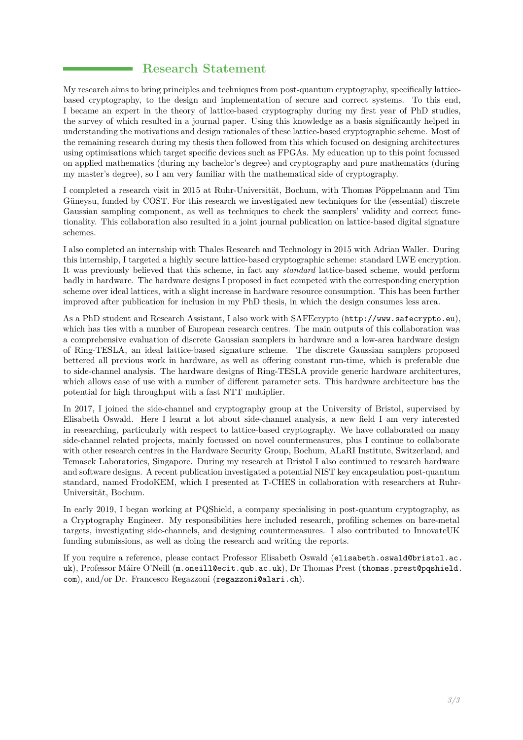## Research Statement

My research aims to bring principles and techniques from post-quantum cryptography, specifically lattice-based cryptography, to the design and implementation of secure and correct systems. To this end, I became an expert in the theory of lattice-based cryptography during my first year of PhD studies, the survey of which resulted in a journal paper. Using this knowledge as a basis significantly helped in understanding the motivations and design rationales of these lattice-based cryptographic scheme. Most of the remaining research during my thesis then followed from this which focused on designing architectures using optimisations which target specific devices such as FPGAs. My education up to this point focussed on applied mathematics (during my bachelor's degree) and cryptography and pure mathematics (during my master's degree), so I am very familiar with the mathematical side of cryptography.

I completed a research visit in 2015 at Ruhr-Universität, Bochum, with Thomas Pöppelmann and Tim Güneysu, funded by COST. For this research we investigated new techniques for the (essential) discrete Gaussian sampling component, as well as techniques to check the samplers' validity and correct functionality. This collaboration also resulted in a joint journal publication on lattice-based digital signature schemes.

I also completed an internship with Thales Research and Technology in 2015 with Adrian Waller. During this internship, I targeted a highly secure lattice-based cryptographic scheme: standard LWE encryption. It was previously believed that this scheme, in fact any *standard* lattice-based scheme, would perform badly in hardware. The hardware designs I proposed in fact competed with the corresponding encryption scheme over ideal lattices, with a slight increase in hardware resource consumption. This has been further improved after publication for inclusion in my PhD thesis, in which the design consumes less area.

As a PhD student and Research Assistant, I also work with SAFEcrypto (`http://www.safecrypto.eu`), which has ties with a number of European research centres. The main outputs of this collaboration was a comprehensive evaluation of discrete Gaussian samplers in hardware and a low-area hardware design of Ring-TESLA, an ideal lattice-based signature scheme. The discrete Gaussian samplers proposed bettered all previous work in hardware, as well as offering constant run-time, which is preferable due to side-channel analysis. The hardware designs of Ring-TESLA provide generic hardware architectures, which allows ease of use with a number of different parameter sets. This hardware architecture has the potential for high throughput with a fast NTT multiplier.

In 2017, I joined the side-channel and cryptography group at the University of Bristol, supervised by Elisabeth Oswald. Here I learnt a lot about side-channel analysis, a new field I am very interested in researching, particularly with respect to lattice-based cryptography. We have collaborated on many side-channel related projects, mainly focussed on novel countermeasures, plus I continue to collaborate with other research centres in the Hardware Security Group, Bochum, ALaRI Institute, Switzerland, and Temasek Laboratories, Singapore. During my research at Bristol I also continued to research hardware and software designs. A recent publication investigated a potential NIST key encapsulation post-quantum standard, named FrodoKEM, which I presented at T-CHES in collaboration with researchers at Ruhr-Universität, Bochum.

In early 2019, I began working at PQShield, a company specialising in post-quantum cryptography, as a Cryptography Engineer. My responsibilities here included research, profiling schemes on bare-metal targets, investigating side-channels, and designing countermeasures. I also contributed to InnovateUK funding submissions, as well as doing the research and writing the reports.

If you require a reference, please contact Professor Elisabeth Oswald (`elisabeth.oswald@bristol.ac.uk`), Professor Máire O'Neill (`m.oneill@ecit.qub.ac.uk`), Dr Thomas Prest (`thomas.prest@pqshield.com`), and/or Dr. Francesco Regazzoni (`regazzoni@alari.ch`).